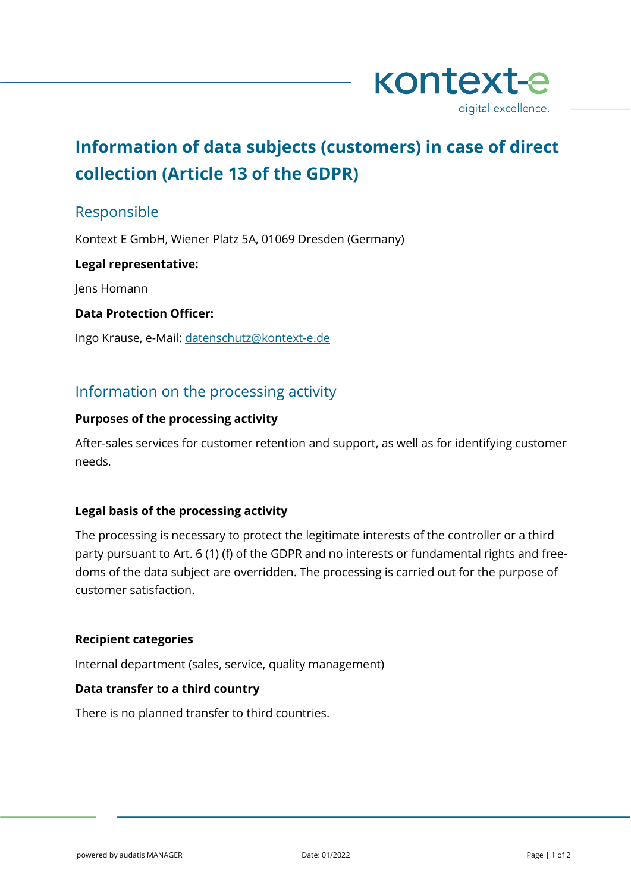# Information of data subjects (customers) in case of direct collection (Article 13 of the GDPR)

## Responsible

Kontext E GmbH, Wiener Platz 5A, 01069 Dresden (Germany)

**Legal representative:**

Jens Homann

**Data Protection Officer:**

Ingo Krause, e-Mail: datenschutz@kontext-e.de

## Information on the processing activity

**Purposes of the processing activity**

After-sales services for customer retention and support, as well as for identifying customer needs.

**Legal basis of the processing activity**

The processing is necessary to protect the legitimate interests of the controller or a third party pursuant to Art. 6 (1) (f) of the GDPR and no interests or fundamental rights and freedoms of the data subject are overridden. The processing is carried out for the purpose of customer satisfaction.

**Recipient categories**

Internal department (sales, service, quality management)

**Data transfer to a third country**

There is no planned transfer to third countries.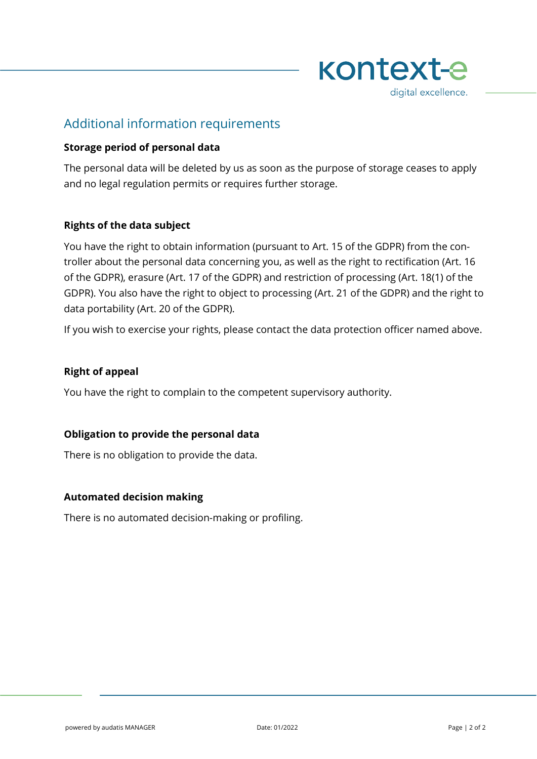## Additional information requirements

### Storage period of personal data

The personal data will be deleted by us as soon as the purpose of storage ceases to apply and no legal regulation permits or requires further storage.

### Rights of the data subject

You have the right to obtain information (pursuant to Art. 15 of the GDPR) from the controller about the personal data concerning you, as well as the right to rectification (Art. 16 of the GDPR), erasure (Art. 17 of the GDPR) and restriction of processing (Art. 18(1) of the GDPR). You also have the right to object to processing (Art. 21 of the GDPR) and the right to data portability (Art. 20 of the GDPR).

If you wish to exercise your rights, please contact the data protection officer named above.

### Right of appeal

You have the right to complain to the competent supervisory authority.

### Obligation to provide the personal data

There is no obligation to provide the data.

### Automated decision making

There is no automated decision-making or profiling.